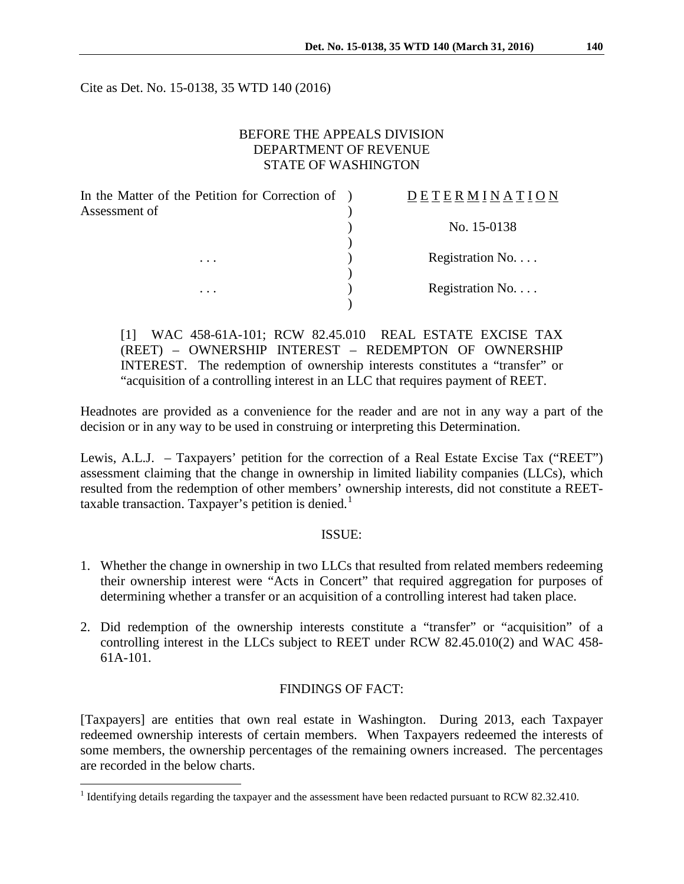Cite as Det. No. 15-0138, 35 WTD 140 (2016)

BEFORE THE APPEALS DIVISION
DEPARTMENT OF REVENUE
STATE OF WASHINGTON

| In the Matter of the Petition for Correction of Assessment of | ) | DETERMINATION |
|---|---|---|
| | ) | No. 15-0138 |
| . . . | ) | Registration No. . . . |
| . . . | ) | Registration No. . . . |

[1] WAC 458-61A-101; RCW 82.45.010 REAL ESTATE EXCISE TAX (REET) – OWNERSHIP INTEREST – REDEMPTON OF OWNERSHIP INTEREST. The redemption of ownership interests constitutes a "transfer" or "acquisition of a controlling interest in an LLC that requires payment of REET.

Headnotes are provided as a convenience for the reader and are not in any way a part of the decision or in any way to be used in construing or interpreting this Determination.

Lewis, A.L.J. – Taxpayers' petition for the correction of a Real Estate Excise Tax ("REET") assessment claiming that the change in ownership in limited liability companies (LLCs), which resulted from the redemption of other members' ownership interests, did not constitute a REET-taxable transaction. Taxpayer's petition is denied.[1]

## ISSUE:

1. Whether the change in ownership in two LLCs that resulted from related members redeeming their ownership interest were "Acts in Concert" that required aggregation for purposes of determining whether a transfer or an acquisition of a controlling interest had taken place.
2. Did redemption of the ownership interests constitute a "transfer" or "acquisition" of a controlling interest in the LLCs subject to REET under RCW 82.45.010(2) and WAC 458-61A-101.

## FINDINGS OF FACT:

[Taxpayers] are entities that own real estate in Washington. During 2013, each Taxpayer redeemed ownership interests of certain members. When Taxpayers redeemed the interests of some members, the ownership percentages of the remaining owners increased. The percentages are recorded in the below charts.

[1] Identifying details regarding the taxpayer and the assessment have been redacted pursuant to RCW 82.32.410.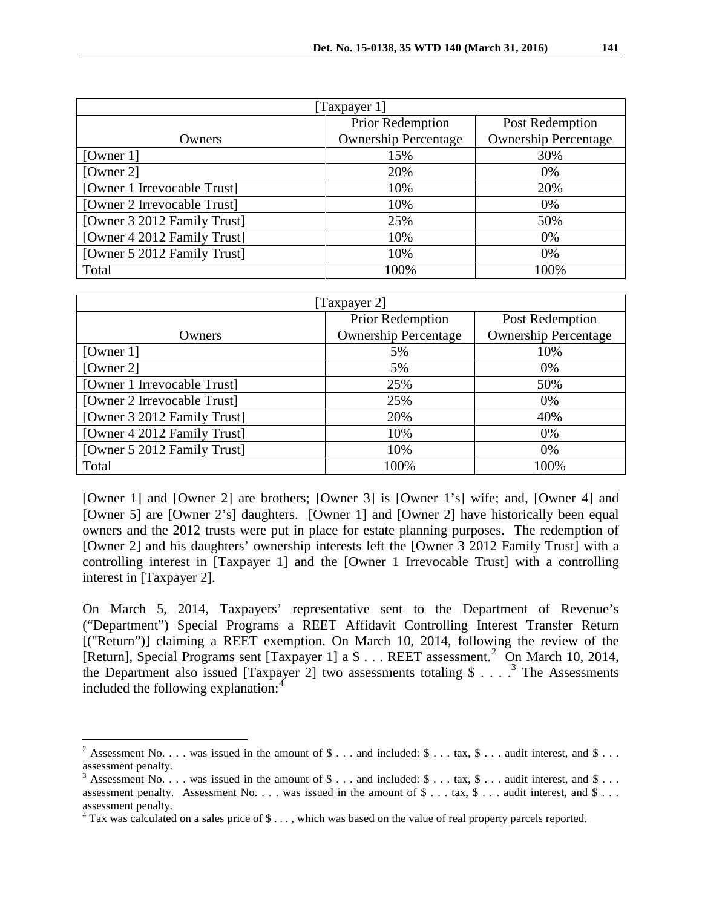| [Taxpayer 1] | | |
|---|---|---|
| Owners | Prior Redemption Ownership Percentage | Post Redemption Ownership Percentage |
| [Owner 1] | 15% | 30% |
| [Owner 2] | 20% | 0% |
| [Owner 1 Irrevocable Trust] | 10% | 20% |
| [Owner 2 Irrevocable Trust] | 10% | 0% |
| [Owner 3 2012 Family Trust] | 25% | 50% |
| [Owner 4 2012 Family Trust] | 10% | 0% |
| [Owner 5 2012 Family Trust] | 10% | 0% |
| Total | 100% | 100% |

| [Taxpayer 2] | | |
|---|---|---|
| Owners | Prior Redemption Ownership Percentage | Post Redemption Ownership Percentage |
| [Owner 1] | 5% | 10% |
| [Owner 2] | 5% | 0% |
| [Owner 1 Irrevocable Trust] | 25% | 50% |
| [Owner 2 Irrevocable Trust] | 25% | 0% |
| [Owner 3 2012 Family Trust] | 20% | 40% |
| [Owner 4 2012 Family Trust] | 10% | 0% |
| [Owner 5 2012 Family Trust] | 10% | 0% |
| Total | 100% | 100% |

[Owner 1] and [Owner 2] are brothers; [Owner 3] is [Owner 1's] wife; and, [Owner 4] and [Owner 5] are [Owner 2's] daughters. [Owner 1] and [Owner 2] have historically been equal owners and the 2012 trusts were put in place for estate planning purposes. The redemption of [Owner 2] and his daughters' ownership interests left the [Owner 3 2012 Family Trust] with a controlling interest in [Taxpayer 1] and the [Owner 1 Irrevocable Trust] with a controlling interest in [Taxpayer 2].

On March 5, 2014, Taxpayers' representative sent to the Department of Revenue's ("Department") Special Programs a REET Affidavit Controlling Interest Transfer Return [("Return")] claiming a REET exemption. On March 10, 2014, following the review of the [Return], Special Programs sent [Taxpayer 1] a $ . . . REET assessment.[2] On March 10, 2014, the Department also issued [Taxpayer 2] two assessments totaling $ . . . .[3] The Assessments included the following explanation:[4]

[2] Assessment No. . . . was issued in the amount of $ . . . and included: $ . . . tax, $ . . . audit interest, and $ . . . assessment penalty.

[3] Assessment No. . . . was issued in the amount of $ . . . and included: $ . . . tax, $ . . . audit interest, and $ . . . assessment penalty. Assessment No. . . . was issued in the amount of $ . . . tax, $ . . . audit interest, and $ . . . assessment penalty.

[4] Tax was calculated on a sales price of $ . . . , which was based on the value of real property parcels reported.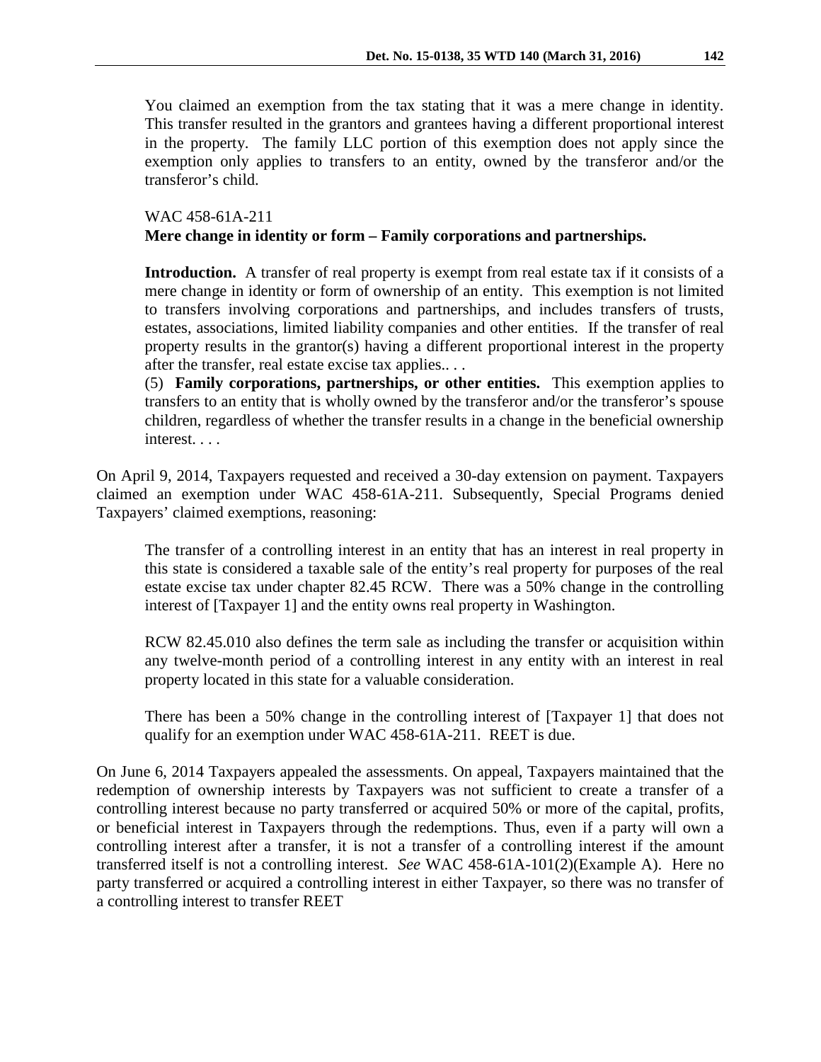> You claimed an exemption from the tax stating that it was a mere change in identity. This transfer resulted in the grantors and grantees having a different proportional interest in the property. The family LLC portion of this exemption does not apply since the exemption only applies to transfers to an entity, owned by the transferor and/or the transferor's child.
>
> WAC 458-61A-211
> **Mere change in identity or form – Family corporations and partnerships.**
>
> **Introduction.** A transfer of real property is exempt from real estate tax if it consists of a mere change in identity or form of ownership of an entity. This exemption is not limited to transfers involving corporations and partnerships, and includes transfers of trusts, estates, associations, limited liability companies and other entities. If the transfer of real property results in the grantor(s) having a different proportional interest in the property after the transfer, real estate excise tax applies.. . .
> (5) **Family corporations, partnerships, or other entities.** This exemption applies to transfers to an entity that is wholly owned by the transferor and/or the transferor's spouse children, regardless of whether the transfer results in a change in the beneficial ownership interest. . . .

On April 9, 2014, Taxpayers requested and received a 30-day extension on payment. Taxpayers claimed an exemption under WAC 458-61A-211. Subsequently, Special Programs denied Taxpayers' claimed exemptions, reasoning:

> The transfer of a controlling interest in an entity that has an interest in real property in this state is considered a taxable sale of the entity's real property for purposes of the real estate excise tax under chapter 82.45 RCW. There was a 50% change in the controlling interest of [Taxpayer 1] and the entity owns real property in Washington.
>
> RCW 82.45.010 also defines the term sale as including the transfer or acquisition within any twelve-month period of a controlling interest in any entity with an interest in real property located in this state for a valuable consideration.
>
> There has been a 50% change in the controlling interest of [Taxpayer 1] that does not qualify for an exemption under WAC 458-61A-211. REET is due.

On June 6, 2014 Taxpayers appealed the assessments. On appeal, Taxpayers maintained that the redemption of ownership interests by Taxpayers was not sufficient to create a transfer of a controlling interest because no party transferred or acquired 50% or more of the capital, profits, or beneficial interest in Taxpayers through the redemptions. Thus, even if a party will own a controlling interest after a transfer, it is not a transfer of a controlling interest if the amount transferred itself is not a controlling interest. *See* WAC 458-61A-101(2)(Example A). Here no party transferred or acquired a controlling interest in either Taxpayer, so there was no transfer of a controlling interest to transfer REET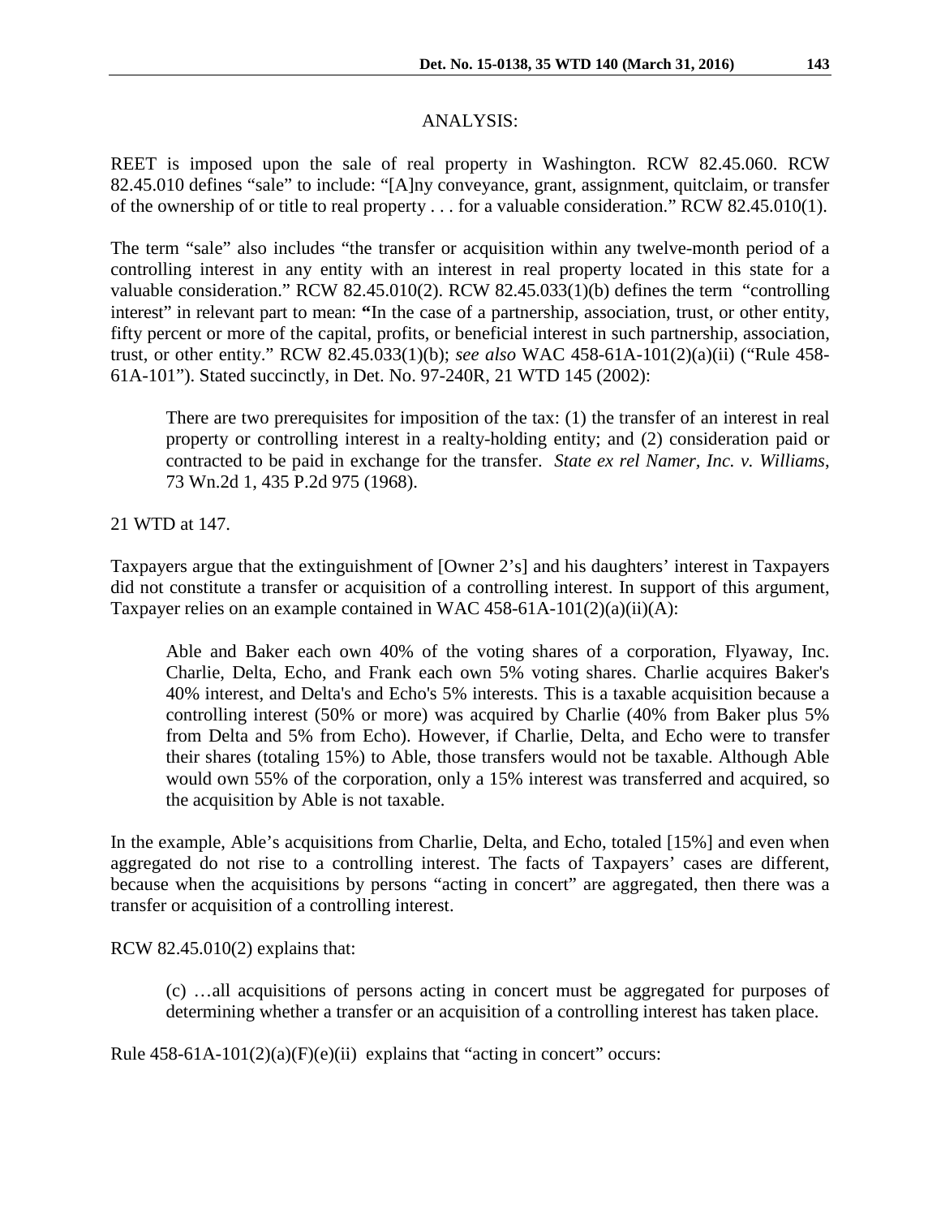ANALYSIS:

REET is imposed upon the sale of real property in Washington. RCW 82.45.060. RCW 82.45.010 defines "sale" to include: "[A]ny conveyance, grant, assignment, quitclaim, or transfer of the ownership of or title to real property . . . for a valuable consideration." RCW 82.45.010(1).

The term "sale" also includes "the transfer or acquisition within any twelve-month period of a controlling interest in any entity with an interest in real property located in this state for a valuable consideration." RCW 82.45.010(2). RCW 82.45.033(1)(b) defines the term "controlling interest" in relevant part to mean: **"**In the case of a partnership, association, trust, or other entity, fifty percent or more of the capital, profits, or beneficial interest in such partnership, association, trust, or other entity." RCW 82.45.033(1)(b); *see also* WAC 458-61A-101(2)(a)(ii) ("Rule 458-61A-101"). Stated succinctly, in Det. No. 97-240R, 21 WTD 145 (2002):

> There are two prerequisites for imposition of the tax: (1) the transfer of an interest in real property or controlling interest in a realty-holding entity; and (2) consideration paid or contracted to be paid in exchange for the transfer. *State ex rel Namer, Inc. v. Williams*, 73 Wn.2d 1, 435 P.2d 975 (1968).

21 WTD at 147.

Taxpayers argue that the extinguishment of [Owner 2's] and his daughters' interest in Taxpayers did not constitute a transfer or acquisition of a controlling interest. In support of this argument, Taxpayer relies on an example contained in WAC 458-61A-101(2)(a)(ii)(A):

> Able and Baker each own 40% of the voting shares of a corporation, Flyaway, Inc. Charlie, Delta, Echo, and Frank each own 5% voting shares. Charlie acquires Baker's 40% interest, and Delta's and Echo's 5% interests. This is a taxable acquisition because a controlling interest (50% or more) was acquired by Charlie (40% from Baker plus 5% from Delta and 5% from Echo). However, if Charlie, Delta, and Echo were to transfer their shares (totaling 15%) to Able, those transfers would not be taxable. Although Able would own 55% of the corporation, only a 15% interest was transferred and acquired, so the acquisition by Able is not taxable.

In the example, Able's acquisitions from Charlie, Delta, and Echo, totaled [15%] and even when aggregated do not rise to a controlling interest. The facts of Taxpayers' cases are different, because when the acquisitions by persons "acting in concert" are aggregated, then there was a transfer or acquisition of a controlling interest.

RCW 82.45.010(2) explains that:

> (c) …all acquisitions of persons acting in concert must be aggregated for purposes of determining whether a transfer or an acquisition of a controlling interest has taken place.

Rule 458-61A-101(2)(a)(F)(e)(ii) explains that "acting in concert" occurs: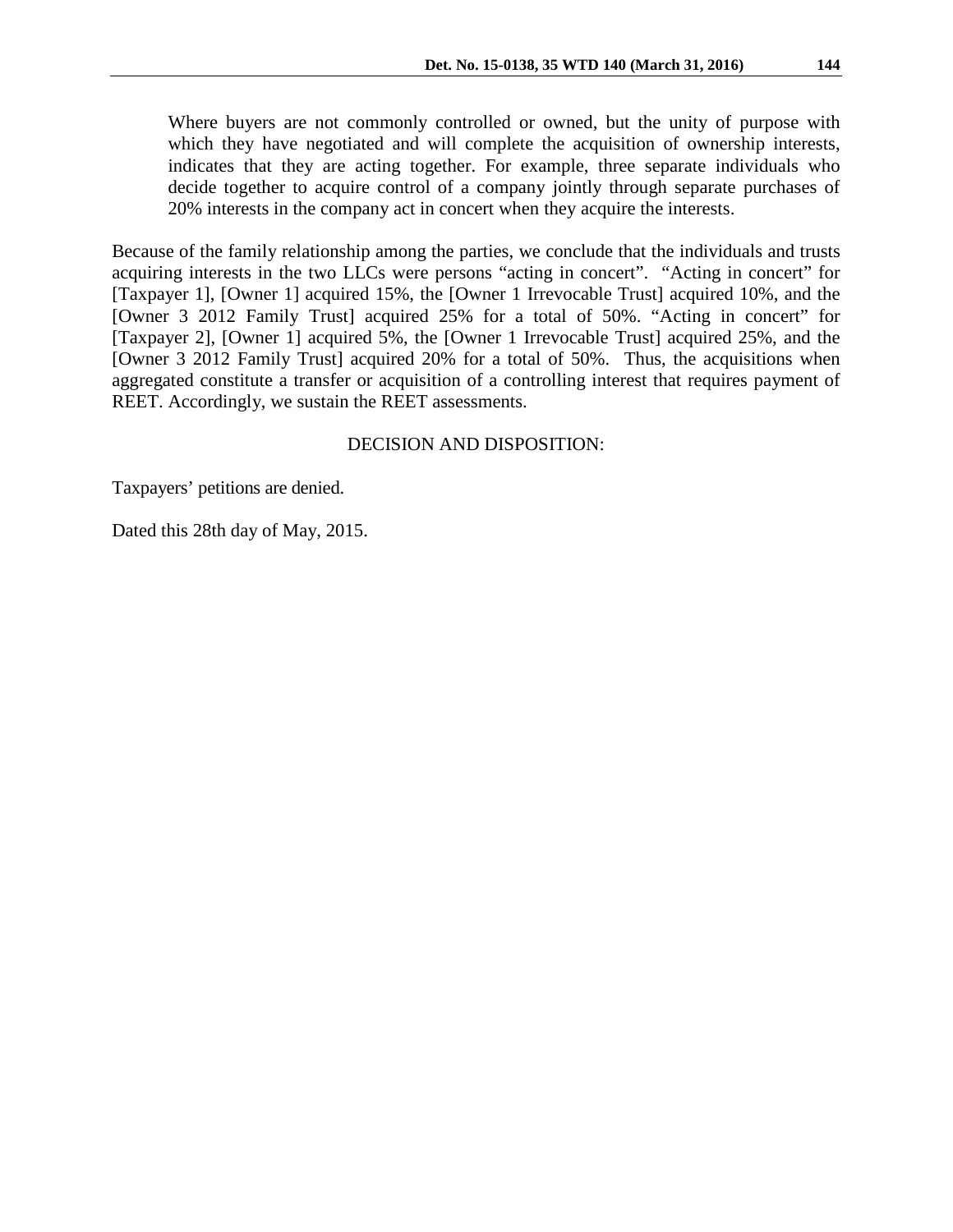> Where buyers are not commonly controlled or owned, but the unity of purpose with which they have negotiated and will complete the acquisition of ownership interests, indicates that they are acting together. For example, three separate individuals who decide together to acquire control of a company jointly through separate purchases of 20% interests in the company act in concert when they acquire the interests.

Because of the family relationship among the parties, we conclude that the individuals and trusts acquiring interests in the two LLCs were persons "acting in concert". "Acting in concert" for [Taxpayer 1], [Owner 1] acquired 15%, the [Owner 1 Irrevocable Trust] acquired 10%, and the [Owner 3 2012 Family Trust] acquired 25% for a total of 50%. "Acting in concert" for [Taxpayer 2], [Owner 1] acquired 5%, the [Owner 1 Irrevocable Trust] acquired 25%, and the [Owner 3 2012 Family Trust] acquired 20% for a total of 50%. Thus, the acquisitions when aggregated constitute a transfer or acquisition of a controlling interest that requires payment of REET. Accordingly, we sustain the REET assessments.

## DECISION AND DISPOSITION:

Taxpayers' petitions are denied.

Dated this 28th day of May, 2015.